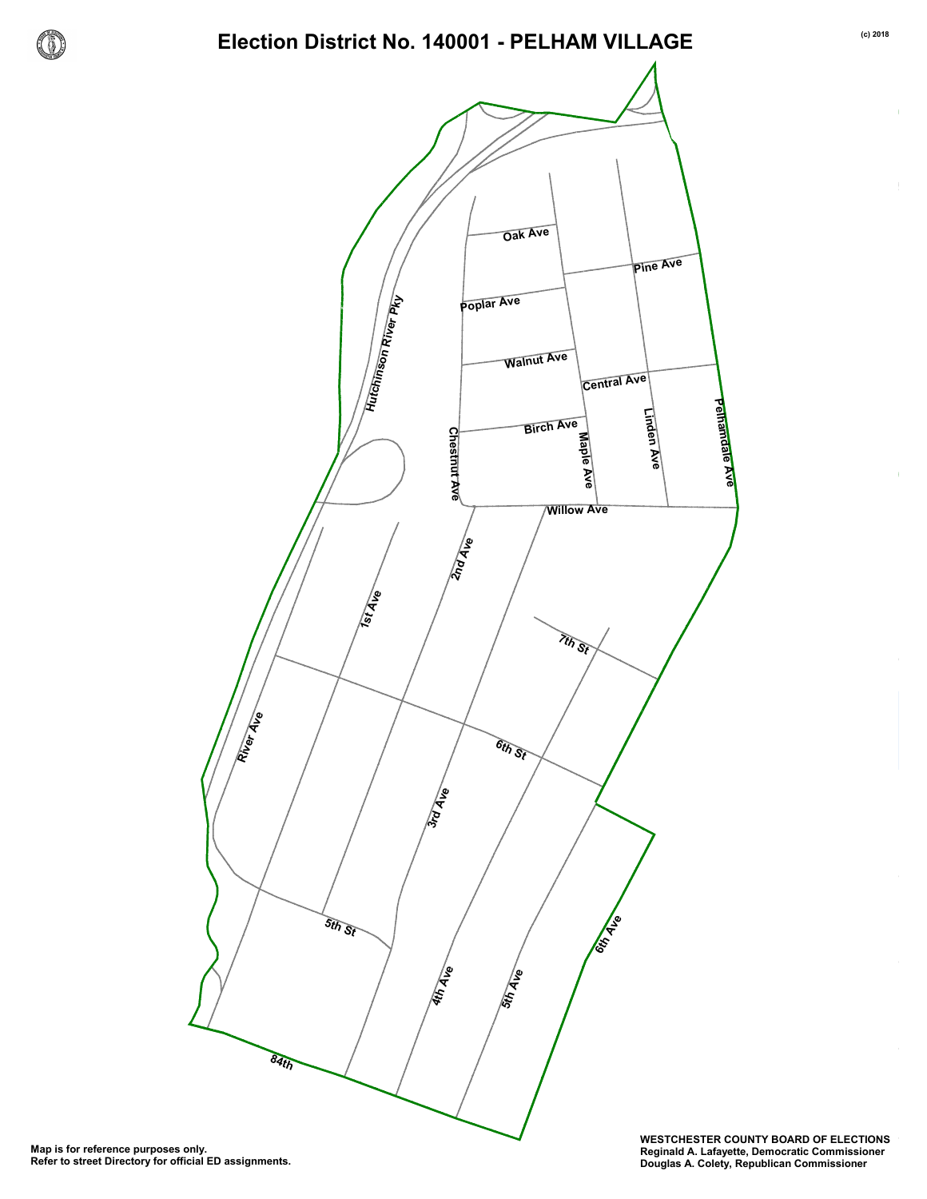# Election District No. 140001 - PELHAM VILLAGE

(c) 2018

Hutchinson River Pky

Oak Ave

Pine Ave

Poplar Ave

Walnut Ave

Central Ave

Birch Ave

Chestnut Ave

Maple Ave

Linden Ave

Pelhamdale Ave

Willow Ave

2nd Ave

1st Ave

7th St

River Ave

6th St

3rd Ave

5th St

4th Ave

5th Ave

6th Ave

84th

**Map is for reference purposes only.**
**Refer to street Directory for official ED assignments.**

**WESTCHESTER COUNTY BOARD OF ELECTIONS**
**Reginald A. Lafayette, Democratic Commissioner**
**Douglas A. Colety, Republican Commissioner**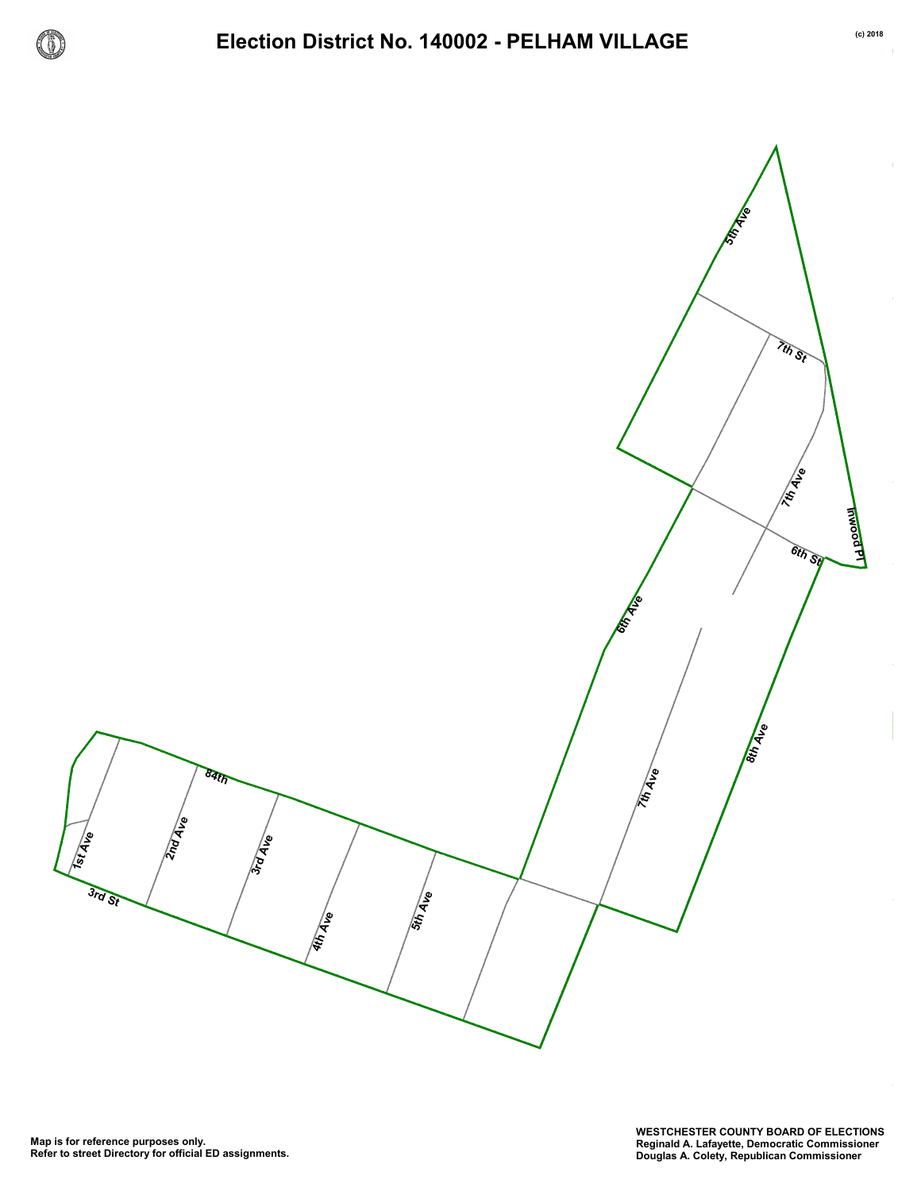# Election District No. 140002 - PELHAM VILLAGE

(c) 2018

5th Ave

7th St

7th Ave

Inwood Pl

6th St

6th Ave

8th Ave

84th

7th Ave

1st Ave

2nd Ave

3rd Ave

3rd St

4th Ave

5th Ave

Map is for reference purposes only.
Refer to street Directory for official ED assignments.

**WESTCHESTER COUNTY BOARD OF ELECTIONS**
**Reginald A. Lafayette, Democratic Commissioner**
**Douglas A. Colety, Republican Commissioner**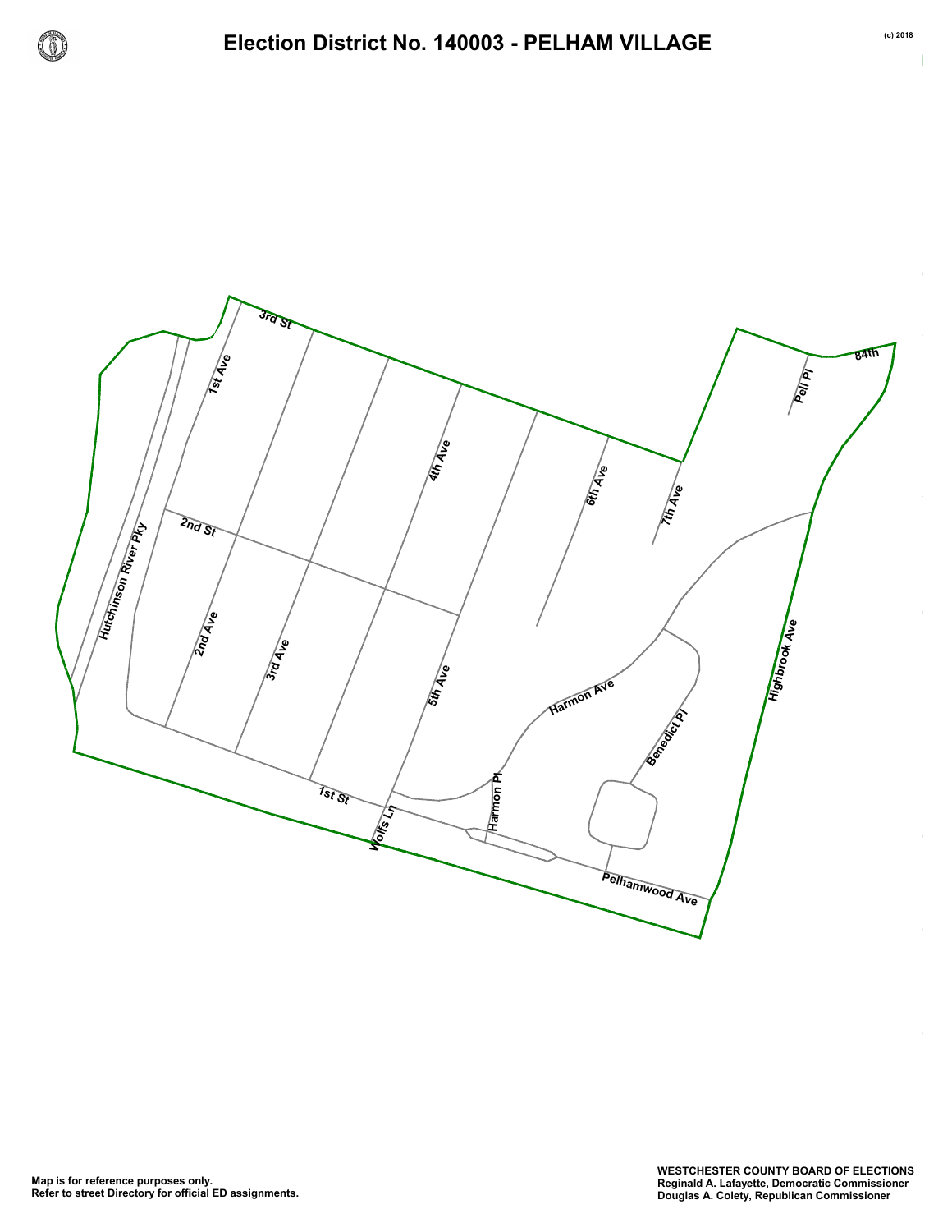# Election District No. 140003 - PELHAM VILLAGE

(c) 2018

3rd St

1st Ave

4th Ave

6th Ave

7th Ave

Pell Pl

84th

2nd St

Hutchinson River Pky

2nd Ave

3rd Ave

5th Ave

Harmon Ave

Benedict Pl

Highbrook Ave

1st St

Wolfs Ln

Harmon Pl

Pelhamwood Ave

Map is for reference purposes only.
Refer to street Directory for official ED assignments.

**WESTCHESTER COUNTY BOARD OF ELECTIONS**
**Reginald A. Lafayette, Democratic Commissioner**
**Douglas A. Colety, Republican Commissioner**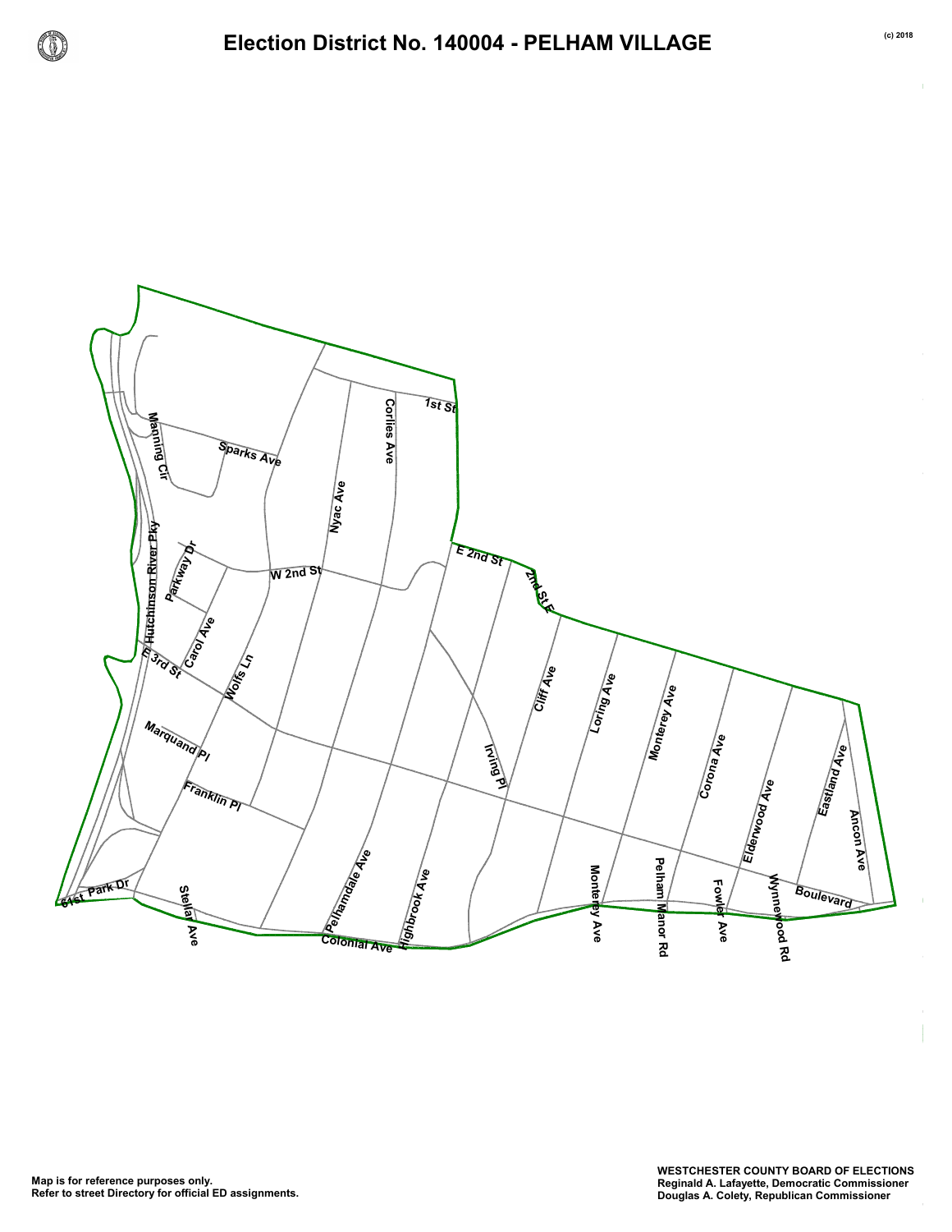# Election District No. 140004 - PELHAM VILLAGE

(c) 2018

1st St
Corlies Ave
Manning Cir
Sparks Ave
Nyac Ave
Hutchinson River Pky
Parkway Dr
W 2nd St
E 2nd St
2nd St E
Carol Ave
E 3rd St
Wolfs Ln
Cliff Ave
Loring Ave
Monterey Ave
Marquand Pl
Irving Pl
Corona Ave
Eastland Ave
Franklin Pl
Elderwood Ave
Ancon Ave
Pelhamdale Ave
Highbrook Ave
Monterey Ave
Pelham Manor Rd
Fowler Ave
Wynnewood Rd
Boulevard
61st Park Dr
Stellar Ave
Colonial Ave

**Map is for reference purposes only.**
**Refer to street Directory for official ED assignments.**

**WESTCHESTER COUNTY BOARD OF ELECTIONS**
**Reginald A. Lafayette, Democratic Commissioner**
**Douglas A. Colety, Republican Commissioner**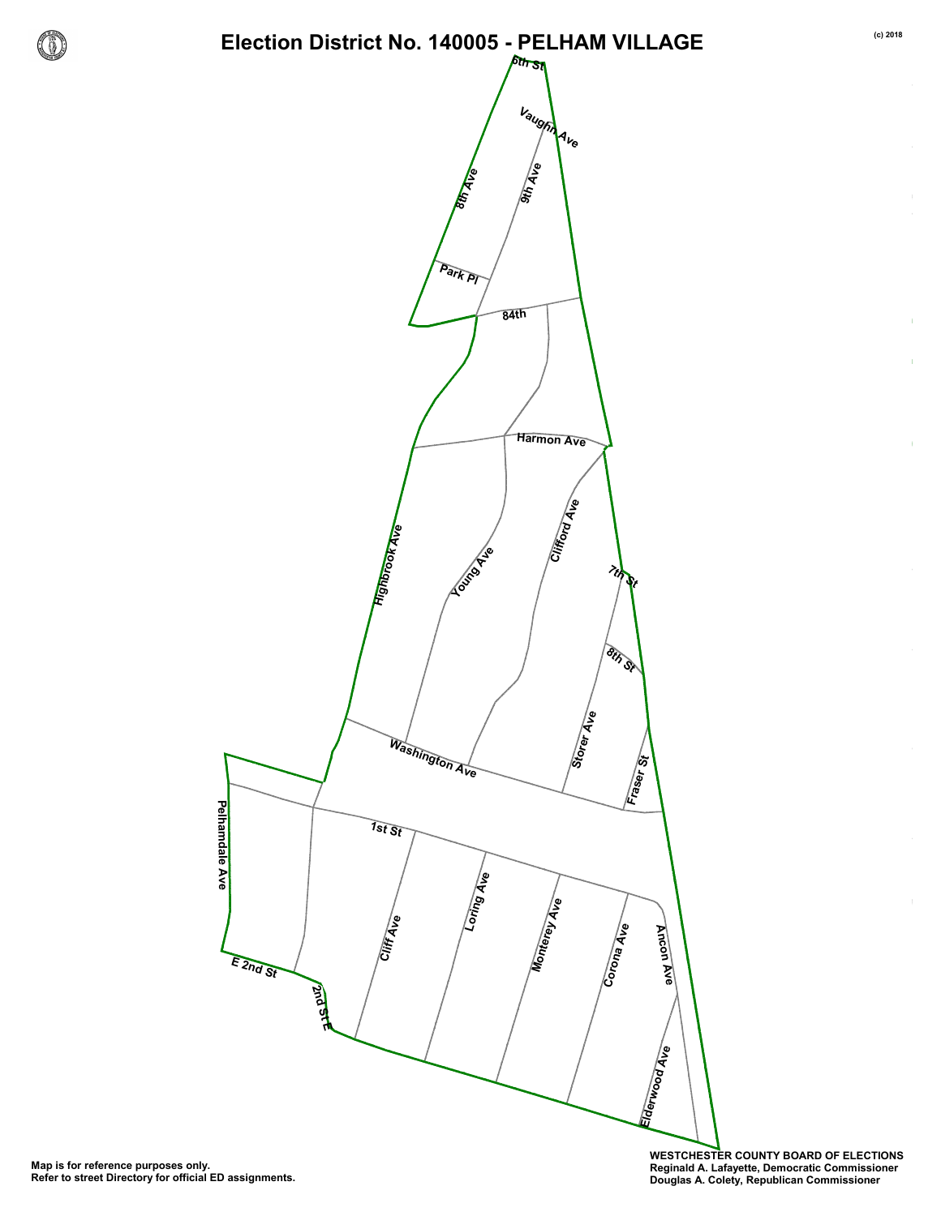# Election District No. 140005 - PELHAM VILLAGE

(c) 2018

6th St
Vaughn Ave
8th Ave
9th Ave
Park Pl
84th
Harmon Ave
Highbrook Ave
Young Ave
Clifford Ave
7th St
8th St
Storer Ave
Fraser St
Washington Ave
Pelhamdale Ave
1st St
Cliff Ave
Loring Ave
Monterey Ave
Corona Ave
Ancon Ave
Elderwood Ave
E 2nd St
2nd St E

Map is for reference purposes only.
Refer to street Directory for official ED assignments.

**WESTCHESTER COUNTY BOARD OF ELECTIONS**
**Reginald A. Lafayette, Democratic Commissioner**
**Douglas A. Colety, Republican Commissioner**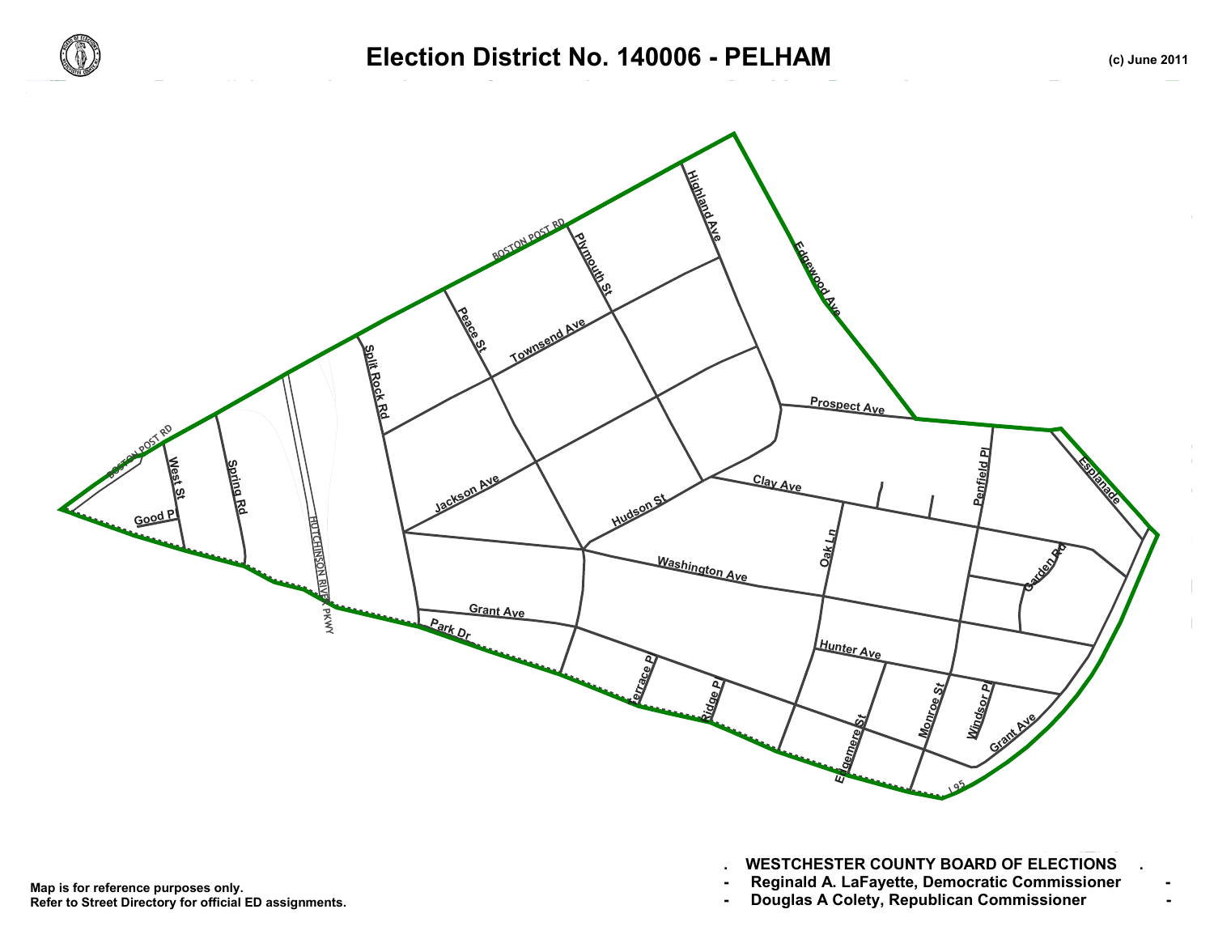# Election District No. 140006 - PELHAM

(c) June 2011

Map is for reference purposes only.
Refer to Street Directory for official ED assignments.

**. WESTCHESTER COUNTY BOARD OF ELECTIONS .**
**- Reginald A. LaFayette, Democratic Commissioner -**
**- Douglas A Colety, Republican Commissioner -**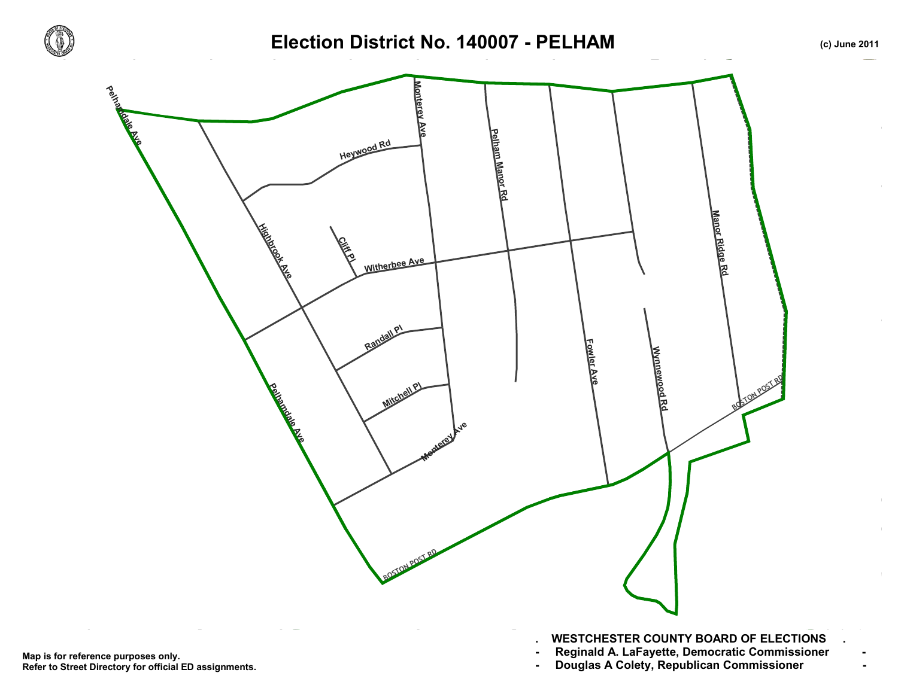# Election District No. 140007 - PELHAM

(c) June 2011

Pelhamdale Ave

Heywood Rd

Monterey Ave

Pelham Manor Rd

Highbrook Ave

Cliff Pl

Witherbee Ave

Manor Ridge Rd

Randall Pl

Fowler Ave

Wynnewood Rd

Mitchell Pl

Pelhamdale Ave

Monterey Ave

BOSTON POST RD

BOSTON POST RD

Map is for reference purposes only.
Refer to Street Directory for official ED assignments.

**WESTCHESTER COUNTY BOARD OF ELECTIONS**

**Reginald A. LaFayette, Democratic Commissioner**

**Douglas A Colety, Republican Commissioner**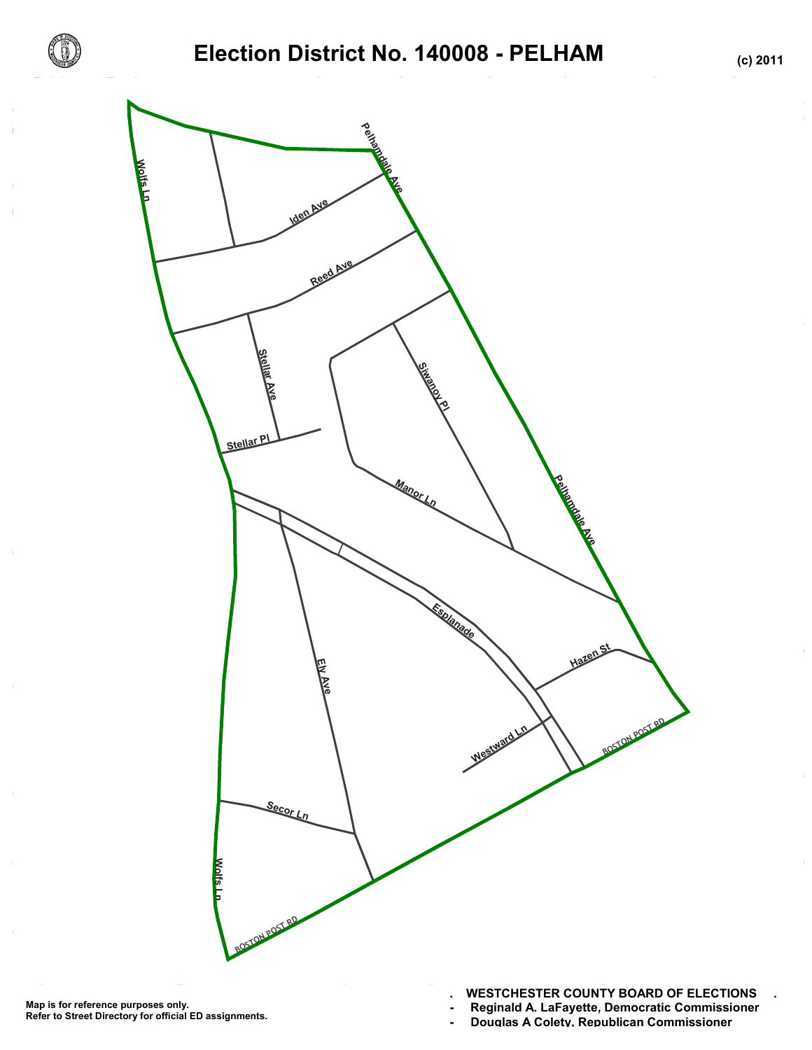# Election District No. 140008 - PELHAM

(c) 2011

Wolfs Ln

Pelhamdale Ave

Iden Ave

Reed Ave

Stellar Ave

Siwanoy Pl

Stellar Pl

Manor Ln

Pelhamdale Ave

Esplanade

Ely Ave

Hazen St

Westward Ln

BOSTON POST RD

Secor Ln

Wolfs Ln

BOSTON POST RD

Map is for reference purposes only.
Refer to Street Directory for official ED assignments.

. WESTCHESTER COUNTY BOARD OF ELECTIONS .
- Reginald A. LaFayette, Democratic Commissioner
- Douglas A Colety, Republican Commissioner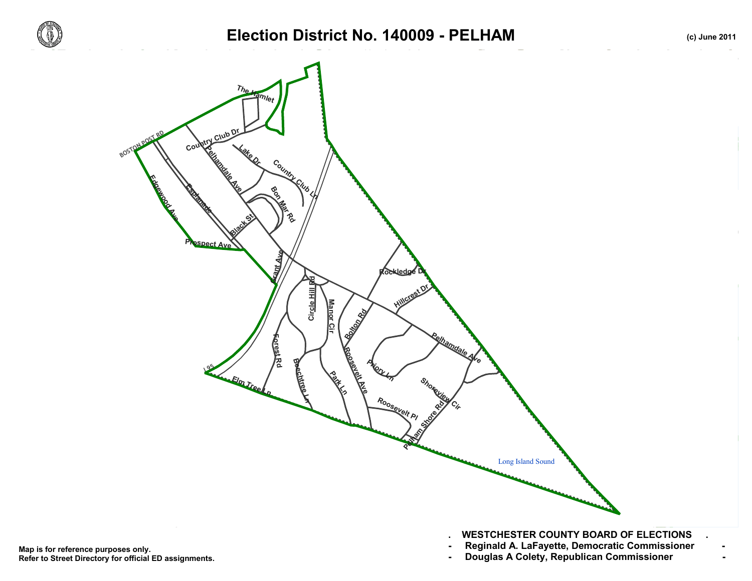# Election District No. 140009 - PELHAM

(c) June 2011

The Hamlet

Country Club Dr

BOSTON POST RD

Pelhamdale Ave

Lake Dr

Country Club Ln

Edgewood Ave

Esplanade

Bon Mar Rd

Black St

Prospect Ave

Grant Ave

Rockledge Dr

Circle Hill Rd

Manor Cir

Hillcrest Dr

Bolton Rd

Pelhamdale Ave

Forest Rd

Roosevelt Ave

Priory Ln

I 95

Beechtree Ln

Park Ln

Shoreview Cir

Elm Tree Ln

Roosevelt Pl

Pelham Shore Rd

Long Island Sound

Map is for reference purposes only.
Refer to Street Directory for official ED assignments.

**WESTCHESTER COUNTY BOARD OF ELECTIONS**

- **Reginald A. LaFayette, Democratic Commissioner**
- **Douglas A Colety, Republican Commissioner**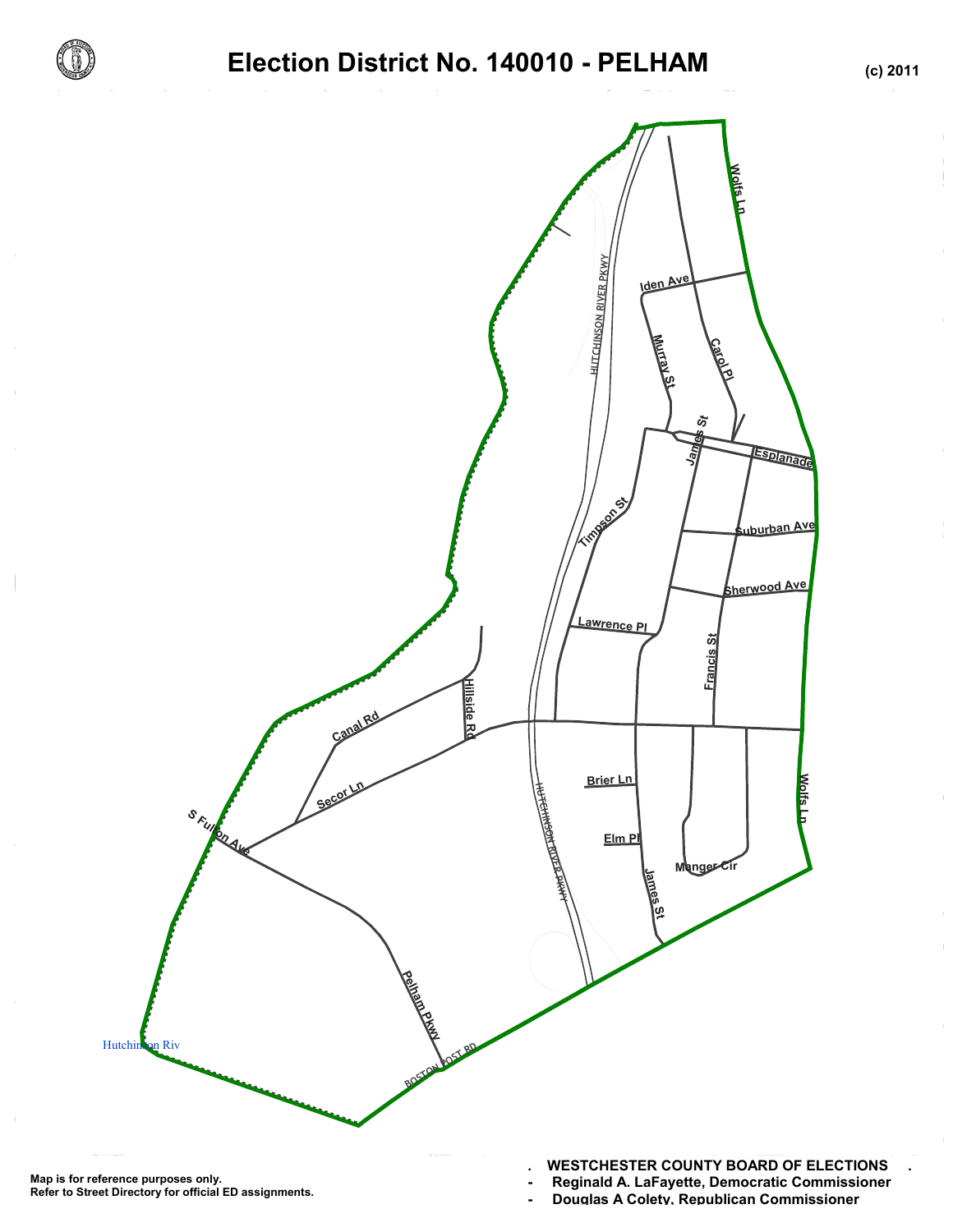# Election District No. 140010 - PELHAM

(c) 2011

Wolfs Ln
Iden Ave
HUTCHINSON RIVER PKWY
Murray St
Carol Pl
James St
Esplanade
Timpson St
Suburban Ave
Sherwood Ave
Lawrence Pl
Francis St
Hillside Rd
Canal Rd
Secor Ln
S Fulton Ave
Brier Ln
Elm Pl
Manger Cir
HUTCHINSON RIVER PKWY
James St
Wolfs Ln
Pelham Pkwy
Hutchinson Riv
BOSTON POST RD

Map is for reference purposes only.
Refer to Street Directory for official ED assignments.

. WESTCHESTER COUNTY BOARD OF ELECTIONS .
- Reginald A. LaFayette, Democratic Commissioner
- Douglas A Colety, Republican Commissioner